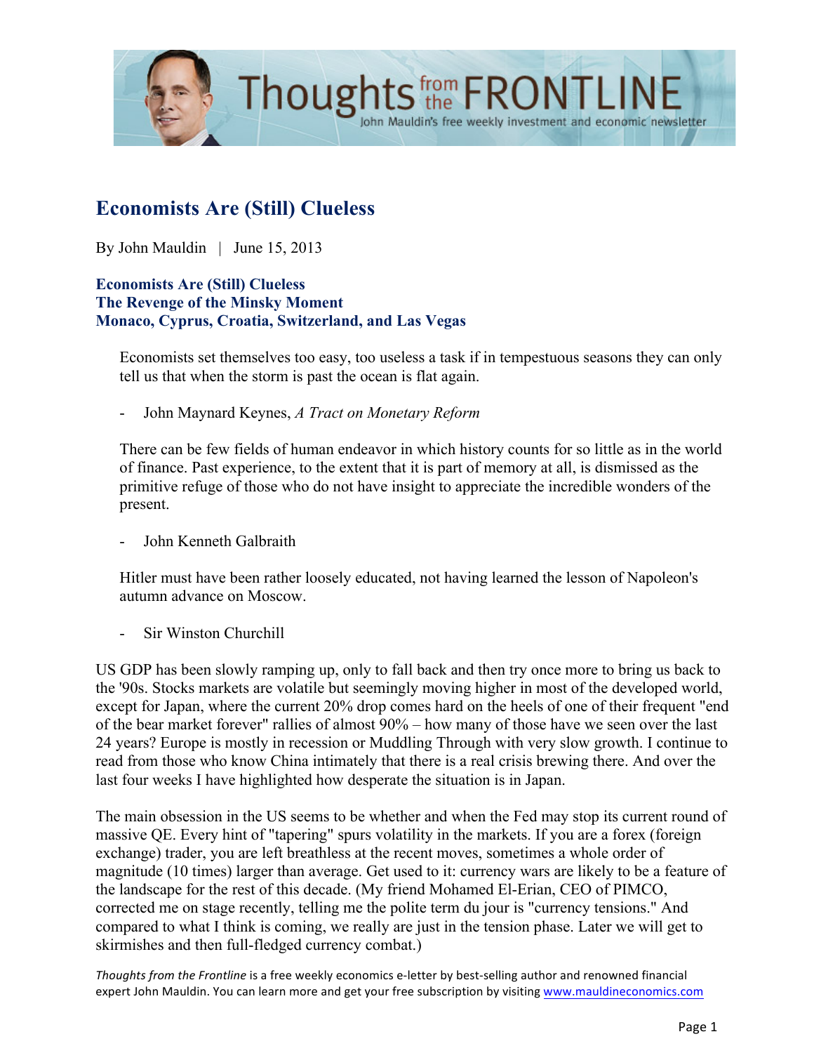# Economists Are (Still) Clueless

By John Mauldin | June 15, 2013

**Economists Are (Still) Clueless**
**The Revenge of the Minsky Moment**
**Monaco, Cyprus, Croatia, Switzerland, and Las Vegas**

> Economists set themselves too easy, too useless a task if in tempestuous seasons they can only tell us that when the storm is past the ocean is flat again.
>
> - John Maynard Keynes, *A Tract on Monetary Reform*
>
> There can be few fields of human endeavor in which history counts for so little as in the world of finance. Past experience, to the extent that it is part of memory at all, is dismissed as the primitive refuge of those who do not have insight to appreciate the incredible wonders of the present.
>
> - John Kenneth Galbraith
>
> Hitler must have been rather loosely educated, not having learned the lesson of Napoleon's autumn advance on Moscow.
>
> - Sir Winston Churchill

US GDP has been slowly ramping up, only to fall back and then try once more to bring us back to the '90s. Stocks markets are volatile but seemingly moving higher in most of the developed world, except for Japan, where the current 20% drop comes hard on the heels of one of their frequent "end of the bear market forever" rallies of almost 90% – how many of those have we seen over the last 24 years? Europe is mostly in recession or Muddling Through with very slow growth. I continue to read from those who know China intimately that there is a real crisis brewing there. And over the last four weeks I have highlighted how desperate the situation is in Japan.

The main obsession in the US seems to be whether and when the Fed may stop its current round of massive QE. Every hint of "tapering" spurs volatility in the markets. If you are a forex (foreign exchange) trader, you are left breathless at the recent moves, sometimes a whole order of magnitude (10 times) larger than average. Get used to it: currency wars are likely to be a feature of the landscape for the rest of this decade. (My friend Mohamed El-Erian, CEO of PIMCO, corrected me on stage recently, telling me the polite term du jour is "currency tensions." And compared to what I think is coming, we really are just in the tension phase. Later we will get to skirmishes and then full-fledged currency combat.)

*Thoughts from the Frontline* is a free weekly economics e-letter by best-selling author and renowned financial expert John Mauldin. You can learn more and get your free subscription by visiting www.mauldineconomics.com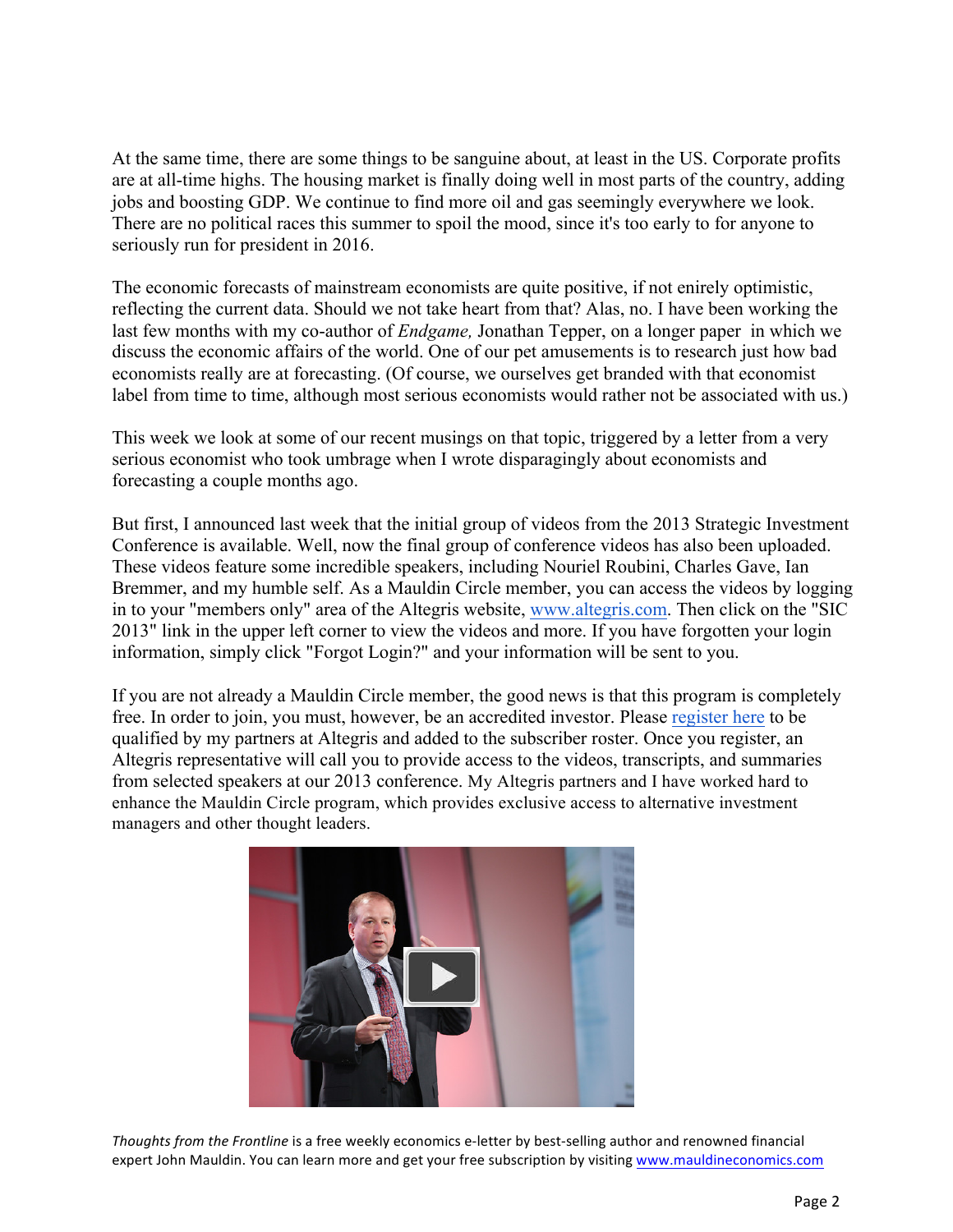At the same time, there are some things to be sanguine about, at least in the US. Corporate profits are at all-time highs. The housing market is finally doing well in most parts of the country, adding jobs and boosting GDP. We continue to find more oil and gas seemingly everywhere we look. There are no political races this summer to spoil the mood, since it's too early to for anyone to seriously run for president in 2016.

The economic forecasts of mainstream economists are quite positive, if not enirely optimistic, reflecting the current data. Should we not take heart from that? Alas, no. I have been working the last few months with my co-author of *Endgame,* Jonathan Tepper, on a longer paper in which we discuss the economic affairs of the world. One of our pet amusements is to research just how bad economists really are at forecasting. (Of course, we ourselves get branded with that economist label from time to time, although most serious economists would rather not be associated with us.)

This week we look at some of our recent musings on that topic, triggered by a letter from a very serious economist who took umbrage when I wrote disparagingly about economists and forecasting a couple months ago.

But first, I announced last week that the initial group of videos from the 2013 Strategic Investment Conference is available. Well, now the final group of conference videos has also been uploaded. These videos feature some incredible speakers, including Nouriel Roubini, Charles Gave, Ian Bremmer, and my humble self. As a Mauldin Circle member, you can access the videos by logging in to your "members only" area of the Altegris website, [www.altegris.com](www.altegris.com). Then click on the "SIC 2013" link in the upper left corner to view the videos and more. If you have forgotten your login information, simply click "Forgot Login?" and your information will be sent to you.

If you are not already a Mauldin Circle member, the good news is that this program is completely free. In order to join, you must, however, be an accredited investor. Please register here to be qualified by my partners at Altegris and added to the subscriber roster. Once you register, an Altegris representative will call you to provide access to the videos, transcripts, and summaries from selected speakers at our 2013 conference. My Altegris partners and I have worked hard to enhance the Mauldin Circle program, which provides exclusive access to alternative investment managers and other thought leaders.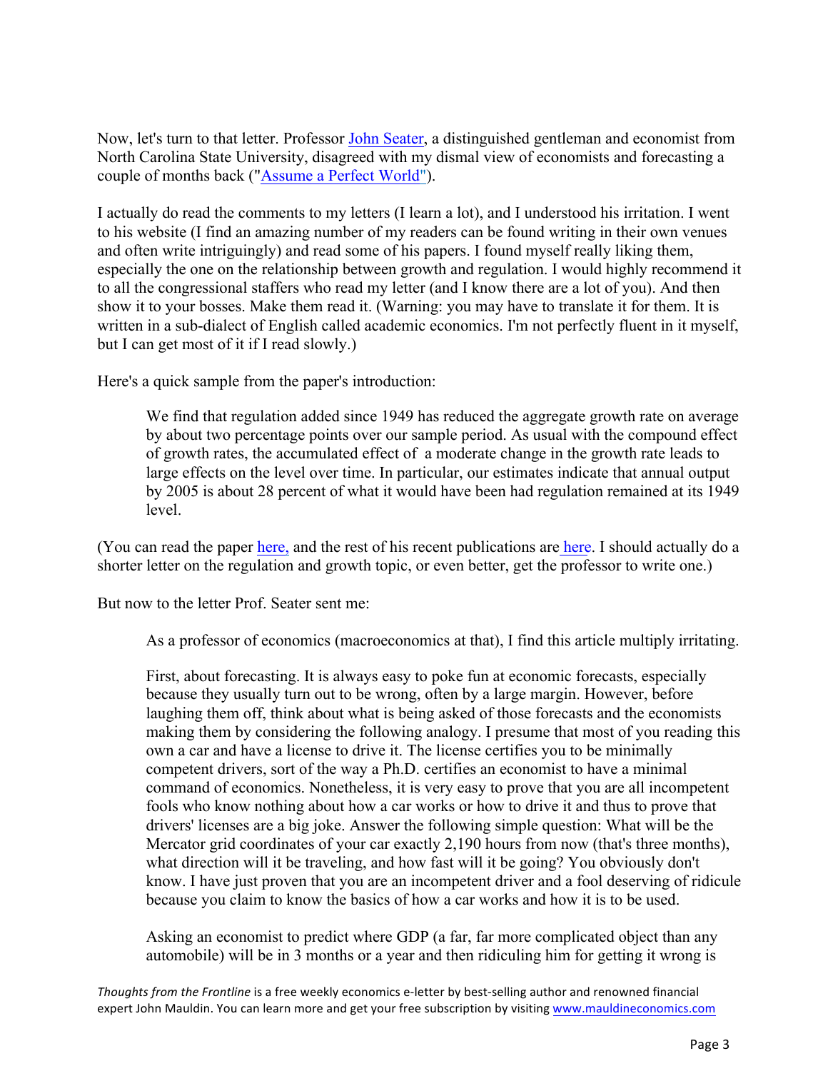Now, let's turn to that letter. Professor John Seater, a distinguished gentleman and economist from North Carolina State University, disagreed with my dismal view of economists and forecasting a couple of months back ("Assume a Perfect World").

I actually do read the comments to my letters (I learn a lot), and I understood his irritation. I went to his website (I find an amazing number of my readers can be found writing in their own venues and often write intriguingly) and read some of his papers. I found myself really liking them, especially the one on the relationship between growth and regulation. I would highly recommend it to all the congressional staffers who read my letter (and I know there are a lot of you). And then show it to your bosses. Make them read it. (Warning: you may have to translate it for them. It is written in a sub-dialect of English called academic economics. I'm not perfectly fluent in it myself, but I can get most of it if I read slowly.)

Here's a quick sample from the paper's introduction:

> We find that regulation added since 1949 has reduced the aggregate growth rate on average by about two percentage points over our sample period. As usual with the compound effect of growth rates, the accumulated effect of a moderate change in the growth rate leads to large effects on the level over time. In particular, our estimates indicate that annual output by 2005 is about 28 percent of what it would have been had regulation remained at its 1949 level.

(You can read the paper here, and the rest of his recent publications are here. I should actually do a shorter letter on the regulation and growth topic, or even better, get the professor to write one.)

But now to the letter Prof. Seater sent me:

> As a professor of economics (macroeconomics at that), I find this article multiply irritating.
>
> First, about forecasting. It is always easy to poke fun at economic forecasts, especially because they usually turn out to be wrong, often by a large margin. However, before laughing them off, think about what is being asked of those forecasts and the economists making them by considering the following analogy. I presume that most of you reading this own a car and have a license to drive it. The license certifies you to be minimally competent drivers, sort of the way a Ph.D. certifies an economist to have a minimal command of economics. Nonetheless, it is very easy to prove that you are all incompetent fools who know nothing about how a car works or how to drive it and thus to prove that drivers' licenses are a big joke. Answer the following simple question: What will be the Mercator grid coordinates of your car exactly 2,190 hours from now (that's three months), what direction will it be traveling, and how fast will it be going? You obviously don't know. I have just proven that you are an incompetent driver and a fool deserving of ridicule because you claim to know the basics of how a car works and how it is to be used.
>
> Asking an economist to predict where GDP (a far, far more complicated object than any automobile) will be in 3 months or a year and then ridiculing him for getting it wrong is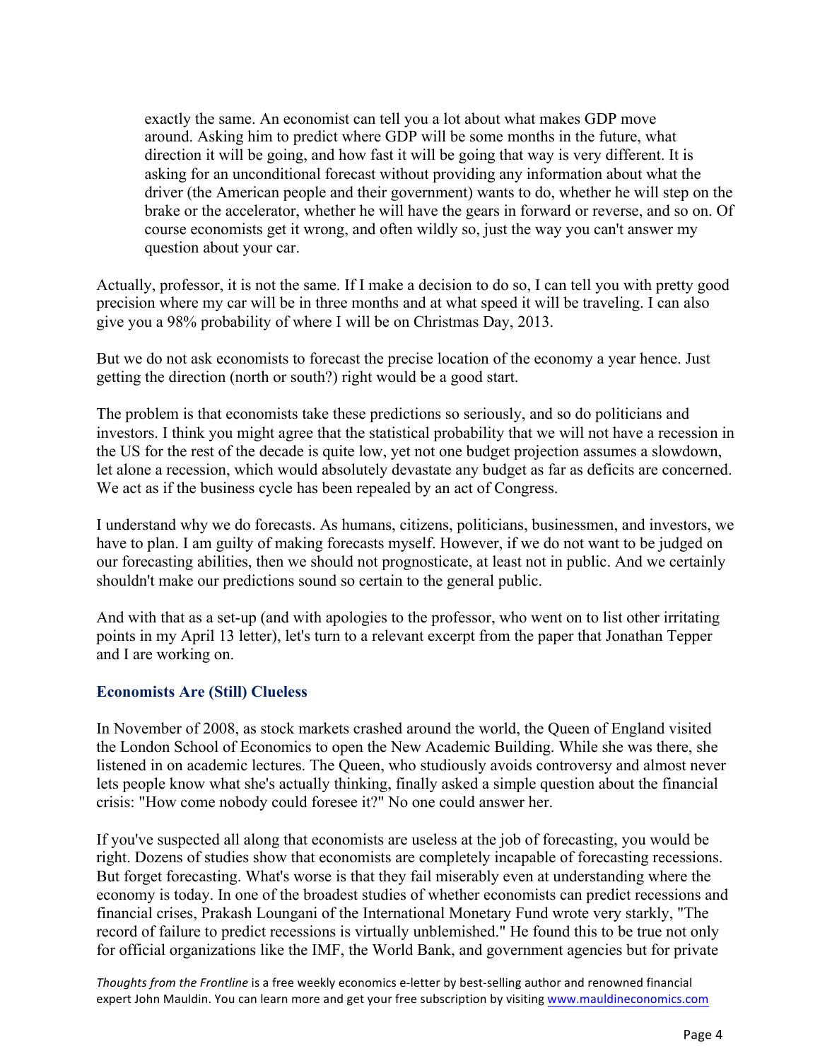> exactly the same. An economist can tell you a lot about what makes GDP move around. Asking him to predict where GDP will be some months in the future, what direction it will be going, and how fast it will be going that way is very different. It is asking for an unconditional forecast without providing any information about what the driver (the American people and their government) wants to do, whether he will step on the brake or the accelerator, whether he will have the gears in forward or reverse, and so on. Of course economists get it wrong, and often wildly so, just the way you can't answer my question about your car.

Actually, professor, it is not the same. If I make a decision to do so, I can tell you with pretty good precision where my car will be in three months and at what speed it will be traveling. I can also give you a 98% probability of where I will be on Christmas Day, 2013.

But we do not ask economists to forecast the precise location of the economy a year hence. Just getting the direction (north or south?) right would be a good start.

The problem is that economists take these predictions so seriously, and so do politicians and investors. I think you might agree that the statistical probability that we will not have a recession in the US for the rest of the decade is quite low, yet not one budget projection assumes a slowdown, let alone a recession, which would absolutely devastate any budget as far as deficits are concerned. We act as if the business cycle has been repealed by an act of Congress.

I understand why we do forecasts. As humans, citizens, politicians, businessmen, and investors, we have to plan. I am guilty of making forecasts myself. However, if we do not want to be judged on our forecasting abilities, then we should not prognosticate, at least not in public. And we certainly shouldn't make our predictions sound so certain to the general public.

And with that as a set-up (and with apologies to the professor, who went on to list other irritating points in my April 13 letter), let's turn to a relevant excerpt from the paper that Jonathan Tepper and I are working on.

### Economists Are (Still) Clueless

In November of 2008, as stock markets crashed around the world, the Queen of England visited the London School of Economics to open the New Academic Building. While she was there, she listened in on academic lectures. The Queen, who studiously avoids controversy and almost never lets people know what she's actually thinking, finally asked a simple question about the financial crisis: "How come nobody could foresee it?" No one could answer her.

If you've suspected all along that economists are useless at the job of forecasting, you would be right. Dozens of studies show that economists are completely incapable of forecasting recessions. But forget forecasting. What's worse is that they fail miserably even at understanding where the economy is today. In one of the broadest studies of whether economists can predict recessions and financial crises, Prakash Loungani of the International Monetary Fund wrote very starkly, "The record of failure to predict recessions is virtually unblemished." He found this to be true not only for official organizations like the IMF, the World Bank, and government agencies but for private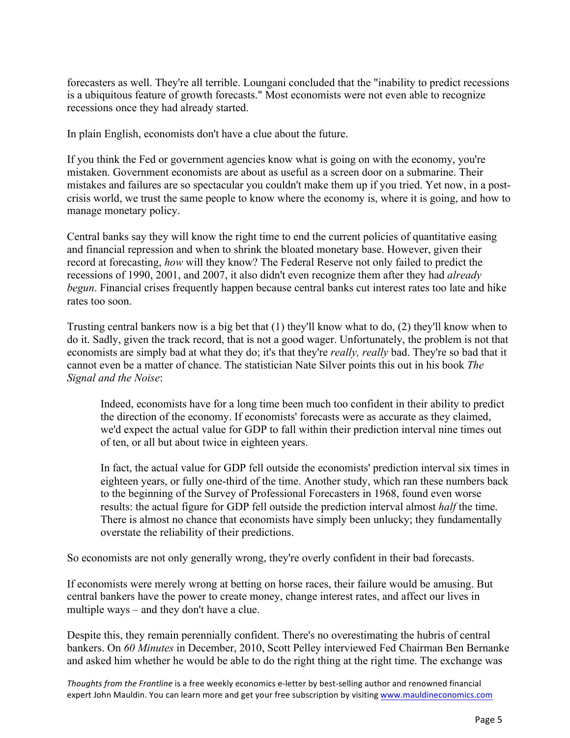forecasters as well. They're all terrible. Loungani concluded that the "inability to predict recessions is a ubiquitous feature of growth forecasts." Most economists were not even able to recognize recessions once they had already started.

In plain English, economists don't have a clue about the future.

If you think the Fed or government agencies know what is going on with the economy, you're mistaken. Government economists are about as useful as a screen door on a submarine. Their mistakes and failures are so spectacular you couldn't make them up if you tried. Yet now, in a post-crisis world, we trust the same people to know where the economy is, where it is going, and how to manage monetary policy.

Central banks say they will know the right time to end the current policies of quantitative easing and financial repression and when to shrink the bloated monetary base. However, given their record at forecasting, *how* will they know? The Federal Reserve not only failed to predict the recessions of 1990, 2001, and 2007, it also didn't even recognize them after they had *already begun*. Financial crises frequently happen because central banks cut interest rates too late and hike rates too soon.

Trusting central bankers now is a big bet that (1) they'll know what to do, (2) they'll know when to do it. Sadly, given the track record, that is not a good wager. Unfortunately, the problem is not that economists are simply bad at what they do; it's that they're *really, really* bad. They're so bad that it cannot even be a matter of chance. The statistician Nate Silver points this out in his book *The Signal and the Noise*:

> Indeed, economists have for a long time been much too confident in their ability to predict the direction of the economy. If economists' forecasts were as accurate as they claimed, we'd expect the actual value for GDP to fall within their prediction interval nine times out of ten, or all but about twice in eighteen years.
>
> In fact, the actual value for GDP fell outside the economists' prediction interval six times in eighteen years, or fully one-third of the time. Another study, which ran these numbers back to the beginning of the Survey of Professional Forecasters in 1968, found even worse results: the actual figure for GDP fell outside the prediction interval almost *half* the time. There is almost no chance that economists have simply been unlucky; they fundamentally overstate the reliability of their predictions.

So economists are not only generally wrong, they're overly confident in their bad forecasts.

If economists were merely wrong at betting on horse races, their failure would be amusing. But central bankers have the power to create money, change interest rates, and affect our lives in multiple ways – and they don't have a clue.

Despite this, they remain perennially confident. There's no overestimating the hubris of central bankers. On *60 Minutes* in December, 2010, Scott Pelley interviewed Fed Chairman Ben Bernanke and asked him whether he would be able to do the right thing at the right time. The exchange was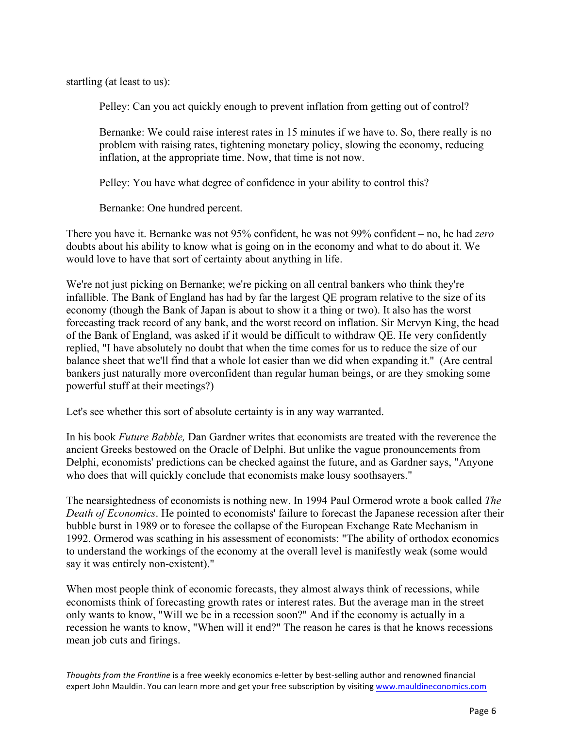startling (at least to us):

> Pelley: Can you act quickly enough to prevent inflation from getting out of control?
>
> Bernanke: We could raise interest rates in 15 minutes if we have to. So, there really is no problem with raising rates, tightening monetary policy, slowing the economy, reducing inflation, at the appropriate time. Now, that time is not now.
>
> Pelley: You have what degree of confidence in your ability to control this?
>
> Bernanke: One hundred percent.

There you have it. Bernanke was not 95% confident, he was not 99% confident – no, he had *zero* doubts about his ability to know what is going on in the economy and what to do about it. We would love to have that sort of certainty about anything in life.

We're not just picking on Bernanke; we're picking on all central bankers who think they're infallible. The Bank of England has had by far the largest QE program relative to the size of its economy (though the Bank of Japan is about to show it a thing or two). It also has the worst forecasting track record of any bank, and the worst record on inflation. Sir Mervyn King, the head of the Bank of England, was asked if it would be difficult to withdraw QE. He very confidently replied, "I have absolutely no doubt that when the time comes for us to reduce the size of our balance sheet that we'll find that a whole lot easier than we did when expanding it." (Are central bankers just naturally more overconfident than regular human beings, or are they smoking some powerful stuff at their meetings?)

Let's see whether this sort of absolute certainty is in any way warranted.

In his book *Future Babble,* Dan Gardner writes that economists are treated with the reverence the ancient Greeks bestowed on the Oracle of Delphi. But unlike the vague pronouncements from Delphi, economists' predictions can be checked against the future, and as Gardner says, "Anyone who does that will quickly conclude that economists make lousy soothsayers."

The nearsightedness of economists is nothing new. In 1994 Paul Ormerod wrote a book called *The Death of Economics*. He pointed to economists' failure to forecast the Japanese recession after their bubble burst in 1989 or to foresee the collapse of the European Exchange Rate Mechanism in 1992. Ormerod was scathing in his assessment of economists: "The ability of orthodox economics to understand the workings of the economy at the overall level is manifestly weak (some would say it was entirely non-existent)."

When most people think of economic forecasts, they almost always think of recessions, while economists think of forecasting growth rates or interest rates. But the average man in the street only wants to know, "Will we be in a recession soon?" And if the economy is actually in a recession he wants to know, "When will it end?" The reason he cares is that he knows recessions mean job cuts and firings.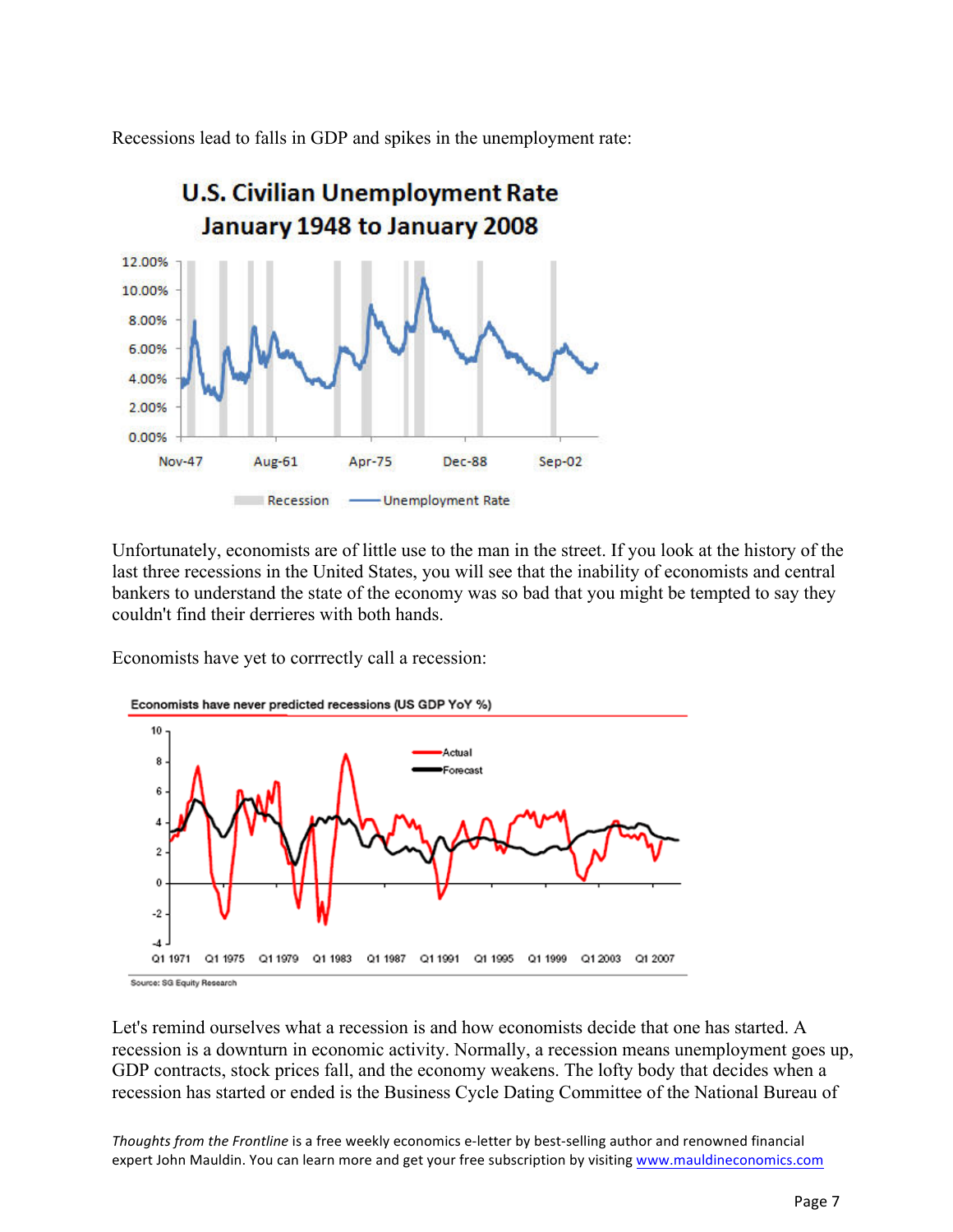Recessions lead to falls in GDP and spikes in the unemployment rate:

Unfortunately, economists are of little use to the man in the street. If you look at the history of the last three recessions in the United States, you will see that the inability of economists and central bankers to understand the state of the economy was so bad that you might be tempted to say they couldn't find their derrieres with both hands.

Economists have yet to corrrectly call a recession:

Let's remind ourselves what a recession is and how economists decide that one has started. A recession is a downturn in economic activity. Normally, a recession means unemployment goes up, GDP contracts, stock prices fall, and the economy weakens. The lofty body that decides when a recession has started or ended is the Business Cycle Dating Committee of the National Bureau of

*Thoughts from the Frontline* is a free weekly economics e-letter by best-selling author and renowned financial expert John Mauldin. You can learn more and get your free subscription by visiting www.mauldineconomics.com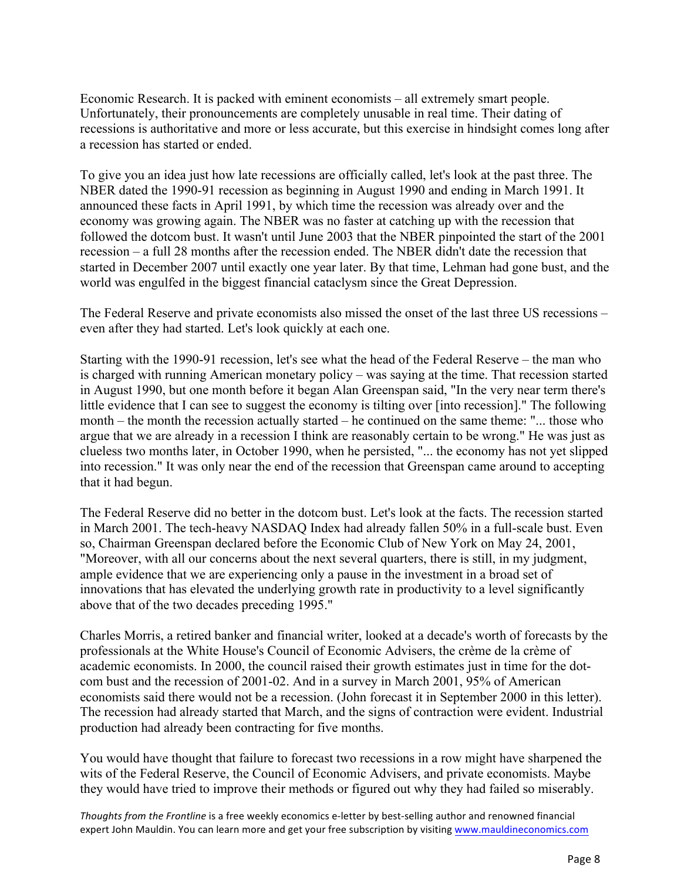Economic Research. It is packed with eminent economists – all extremely smart people. Unfortunately, their pronouncements are completely unusable in real time. Their dating of recessions is authoritative and more or less accurate, but this exercise in hindsight comes long after a recession has started or ended.

To give you an idea just how late recessions are officially called, let's look at the past three. The NBER dated the 1990-91 recession as beginning in August 1990 and ending in March 1991. It announced these facts in April 1991, by which time the recession was already over and the economy was growing again. The NBER was no faster at catching up with the recession that followed the dotcom bust. It wasn't until June 2003 that the NBER pinpointed the start of the 2001 recession – a full 28 months after the recession ended. The NBER didn't date the recession that started in December 2007 until exactly one year later. By that time, Lehman had gone bust, and the world was engulfed in the biggest financial cataclysm since the Great Depression.

The Federal Reserve and private economists also missed the onset of the last three US recessions – even after they had started. Let's look quickly at each one.

Starting with the 1990-91 recession, let's see what the head of the Federal Reserve – the man who is charged with running American monetary policy – was saying at the time. That recession started in August 1990, but one month before it began Alan Greenspan said, "In the very near term there's little evidence that I can see to suggest the economy is tilting over [into recession]." The following month – the month the recession actually started – he continued on the same theme: "... those who argue that we are already in a recession I think are reasonably certain to be wrong." He was just as clueless two months later, in October 1990, when he persisted, "... the economy has not yet slipped into recession." It was only near the end of the recession that Greenspan came around to accepting that it had begun.

The Federal Reserve did no better in the dotcom bust. Let's look at the facts. The recession started in March 2001. The tech-heavy NASDAQ Index had already fallen 50% in a full-scale bust. Even so, Chairman Greenspan declared before the Economic Club of New York on May 24, 2001, "Moreover, with all our concerns about the next several quarters, there is still, in my judgment, ample evidence that we are experiencing only a pause in the investment in a broad set of innovations that has elevated the underlying growth rate in productivity to a level significantly above that of the two decades preceding 1995."

Charles Morris, a retired banker and financial writer, looked at a decade's worth of forecasts by the professionals at the White House's Council of Economic Advisers, the crème de la crème of academic economists. In 2000, the council raised their growth estimates just in time for the dot-com bust and the recession of 2001-02. And in a survey in March 2001, 95% of American economists said there would not be a recession. (John forecast it in September 2000 in this letter). The recession had already started that March, and the signs of contraction were evident. Industrial production had already been contracting for five months.

You would have thought that failure to forecast two recessions in a row might have sharpened the wits of the Federal Reserve, the Council of Economic Advisers, and private economists. Maybe they would have tried to improve their methods or figured out why they had failed so miserably.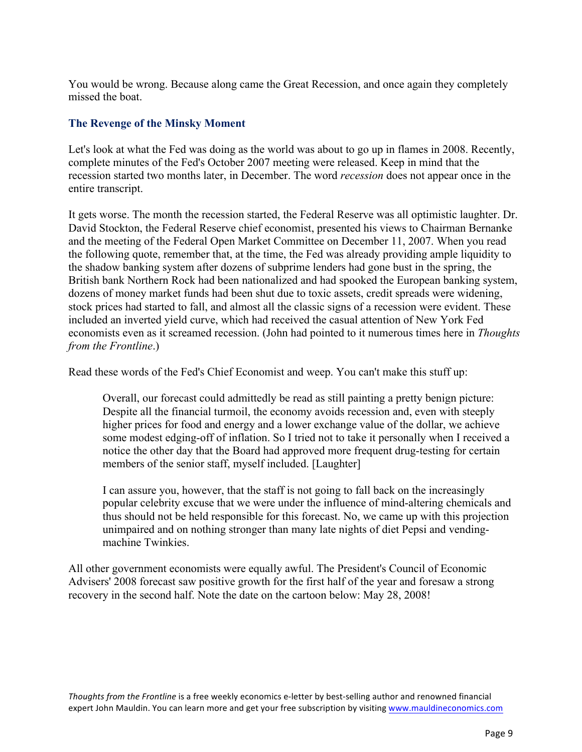You would be wrong. Because along came the Great Recession, and once again they completely missed the boat.

### The Revenge of the Minsky Moment

Let's look at what the Fed was doing as the world was about to go up in flames in 2008. Recently, complete minutes of the Fed's October 2007 meeting were released. Keep in mind that the recession started two months later, in December. The word *recession* does not appear once in the entire transcript.

It gets worse. The month the recession started, the Federal Reserve was all optimistic laughter. Dr. David Stockton, the Federal Reserve chief economist, presented his views to Chairman Bernanke and the meeting of the Federal Open Market Committee on December 11, 2007. When you read the following quote, remember that, at the time, the Fed was already providing ample liquidity to the shadow banking system after dozens of subprime lenders had gone bust in the spring, the British bank Northern Rock had been nationalized and had spooked the European banking system, dozens of money market funds had been shut due to toxic assets, credit spreads were widening, stock prices had started to fall, and almost all the classic signs of a recession were evident. These included an inverted yield curve, which had received the casual attention of New York Fed economists even as it screamed recession. (John had pointed to it numerous times here in *Thoughts from the Frontline*.)

Read these words of the Fed's Chief Economist and weep. You can't make this stuff up:

> Overall, our forecast could admittedly be read as still painting a pretty benign picture: Despite all the financial turmoil, the economy avoids recession and, even with steeply higher prices for food and energy and a lower exchange value of the dollar, we achieve some modest edging-off of inflation. So I tried not to take it personally when I received a notice the other day that the Board had approved more frequent drug-testing for certain members of the senior staff, myself included. [Laughter]
>
> I can assure you, however, that the staff is not going to fall back on the increasingly popular celebrity excuse that we were under the influence of mind-altering chemicals and thus should not be held responsible for this forecast. No, we came up with this projection unimpaired and on nothing stronger than many late nights of diet Pepsi and vending-machine Twinkies.

All other government economists were equally awful. The President's Council of Economic Advisers' 2008 forecast saw positive growth for the first half of the year and foresaw a strong recovery in the second half. Note the date on the cartoon below: May 28, 2008!

*Thoughts from the Frontline* is a free weekly economics e-letter by best-selling author and renowned financial expert John Mauldin. You can learn more and get your free subscription by visiting www.mauldineconomics.com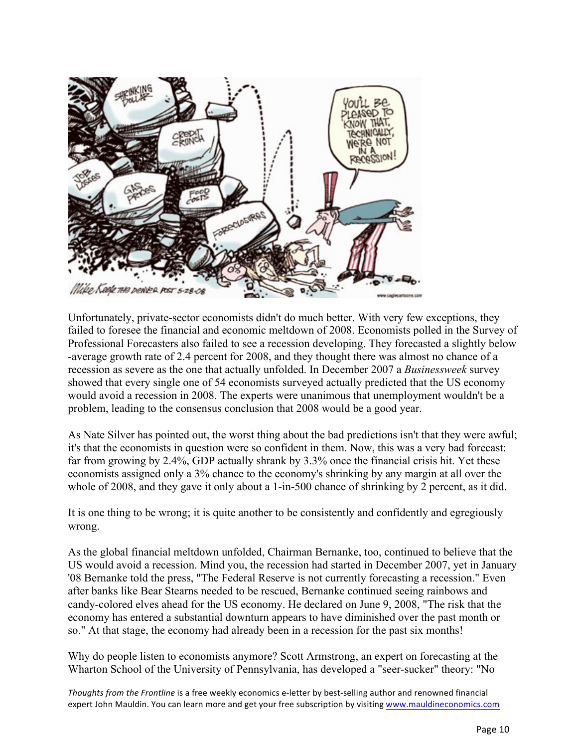Unfortunately, private-sector economists didn't do much better. With very few exceptions, they failed to foresee the financial and economic meltdown of 2008. Economists polled in the Survey of Professional Forecasters also failed to see a recession developing. They forecasted a slightly below -average growth rate of 2.4 percent for 2008, and they thought there was almost no chance of a recession as severe as the one that actually unfolded. In December 2007 a *Businessweek* survey showed that every single one of 54 economists surveyed actually predicted that the US economy would avoid a recession in 2008. The experts were unanimous that unemployment wouldn't be a problem, leading to the consensus conclusion that 2008 would be a good year.

As Nate Silver has pointed out, the worst thing about the bad predictions isn't that they were awful; it's that the economists in question were so confident in them. Now, this was a very bad forecast: far from growing by 2.4%, GDP actually shrank by 3.3% once the financial crisis hit. Yet these economists assigned only a 3% chance to the economy's shrinking by any margin at all over the whole of 2008, and they gave it only about a 1-in-500 chance of shrinking by 2 percent, as it did.

It is one thing to be wrong; it is quite another to be consistently and confidently and egregiously wrong.

As the global financial meltdown unfolded, Chairman Bernanke, too, continued to believe that the US would avoid a recession. Mind you, the recession had started in December 2007, yet in January '08 Bernanke told the press, "The Federal Reserve is not currently forecasting a recession." Even after banks like Bear Stearns needed to be rescued, Bernanke continued seeing rainbows and candy-colored elves ahead for the US economy. He declared on June 9, 2008, "The risk that the economy has entered a substantial downturn appears to have diminished over the past month or so." At that stage, the economy had already been in a recession for the past six months!

Why do people listen to economists anymore? Scott Armstrong, an expert on forecasting at the Wharton School of the University of Pennsylvania, has developed a "seer-sucker" theory: "No

*Thoughts from the Frontline* is a free weekly economics e-letter by best-selling author and renowned financial expert John Mauldin. You can learn more and get your free subscription by visiting www.mauldineconomics.com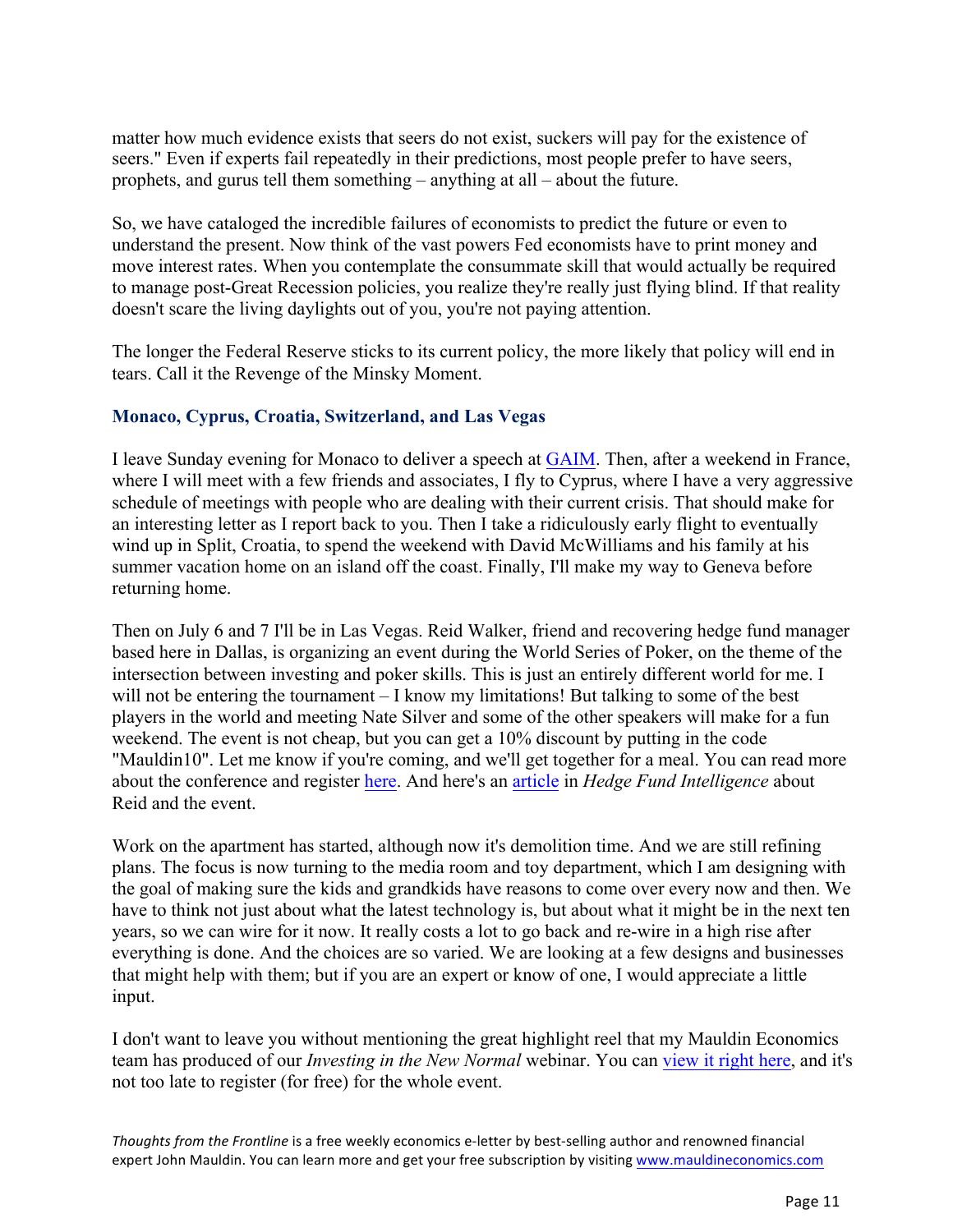matter how much evidence exists that seers do not exist, suckers will pay for the existence of seers." Even if experts fail repeatedly in their predictions, most people prefer to have seers, prophets, and gurus tell them something – anything at all – about the future.

So, we have cataloged the incredible failures of economists to predict the future or even to understand the present. Now think of the vast powers Fed economists have to print money and move interest rates. When you contemplate the consummate skill that would actually be required to manage post-Great Recession policies, you realize they're really just flying blind. If that reality doesn't scare the living daylights out of you, you're not paying attention.

The longer the Federal Reserve sticks to its current policy, the more likely that policy will end in tears. Call it the Revenge of the Minsky Moment.

### Monaco, Cyprus, Croatia, Switzerland, and Las Vegas

I leave Sunday evening for Monaco to deliver a speech at GAIM. Then, after a weekend in France, where I will meet with a few friends and associates, I fly to Cyprus, where I have a very aggressive schedule of meetings with people who are dealing with their current crisis. That should make for an interesting letter as I report back to you. Then I take a ridiculously early flight to eventually wind up in Split, Croatia, to spend the weekend with David McWilliams and his family at his summer vacation home on an island off the coast. Finally, I'll make my way to Geneva before returning home.

Then on July 6 and 7 I'll be in Las Vegas. Reid Walker, friend and recovering hedge fund manager based here in Dallas, is organizing an event during the World Series of Poker, on the theme of the intersection between investing and poker skills. This is just an entirely different world for me. I will not be entering the tournament – I know my limitations! But talking to some of the best players in the world and meeting Nate Silver and some of the other speakers will make for a fun weekend. The event is not cheap, but you can get a 10% discount by putting in the code "Mauldin10". Let me know if you're coming, and we'll get together for a meal. You can read more about the conference and register here. And here's an article in *Hedge Fund Intelligence* about Reid and the event.

Work on the apartment has started, although now it's demolition time. And we are still refining plans. The focus is now turning to the media room and toy department, which I am designing with the goal of making sure the kids and grandkids have reasons to come over every now and then. We have to think not just about what the latest technology is, but about what it might be in the next ten years, so we can wire for it now. It really costs a lot to go back and re-wire in a high rise after everything is done. And the choices are so varied. We are looking at a few designs and businesses that might help with them; but if you are an expert or know of one, I would appreciate a little input.

I don't want to leave you without mentioning the great highlight reel that my Mauldin Economics team has produced of our *Investing in the New Normal* webinar. You can view it right here, and it's not too late to register (for free) for the whole event.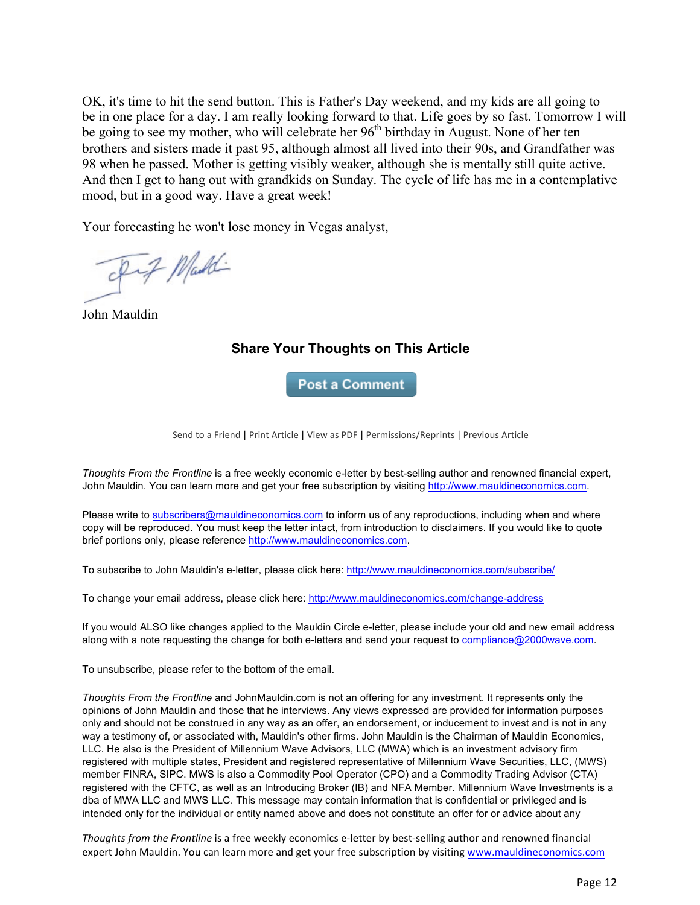OK, it's time to hit the send button. This is Father's Day weekend, and my kids are all going to be in one place for a day. I am really looking forward to that. Life goes by so fast. Tomorrow I will be going to see my mother, who will celebrate her 96th birthday in August. None of her ten brothers and sisters made it past 95, although almost all lived into their 90s, and Grandfather was 98 when he passed. Mother is getting visibly weaker, although she is mentally still quite active. And then I get to hang out with grandkids on Sunday. The cycle of life has me in a contemplative mood, but in a good way. Have a great week!

Your forecasting he won't lose money in Vegas analyst,

John Mauldin

## Share Your Thoughts on This Article

Post a Comment

Send to a Friend | Print Article | View as PDF | Permissions/Reprints | Previous Article

*Thoughts From the Frontline* is a free weekly economic e-letter by best-selling author and renowned financial expert, John Mauldin. You can learn more and get your free subscription by visiting http://www.mauldineconomics.com.

Please write to subscribers@mauldineconomics.com to inform us of any reproductions, including when and where copy will be reproduced. You must keep the letter intact, from introduction to disclaimers. If you would like to quote brief portions only, please reference http://www.mauldineconomics.com.

To subscribe to John Mauldin's e-letter, please click here: http://www.mauldineconomics.com/subscribe/

To change your email address, please click here: http://www.mauldineconomics.com/change-address

If you would ALSO like changes applied to the Mauldin Circle e-letter, please include your old and new email address along with a note requesting the change for both e-letters and send your request to compliance@2000wave.com.

To unsubscribe, please refer to the bottom of the email.

*Thoughts From the Frontline* and JohnMauldin.com is not an offering for any investment. It represents only the opinions of John Mauldin and those that he interviews. Any views expressed are provided for information purposes only and should not be construed in any way as an offer, an endorsement, or inducement to invest and is not in any way a testimony of, or associated with, Mauldin's other firms. John Mauldin is the Chairman of Mauldin Economics, LLC. He also is the President of Millennium Wave Advisors, LLC (MWA) which is an investment advisory firm registered with multiple states, President and registered representative of Millennium Wave Securities, LLC, (MWS) member FINRA, SIPC. MWS is also a Commodity Pool Operator (CPO) and a Commodity Trading Advisor (CTA) registered with the CFTC, as well as an Introducing Broker (IB) and NFA Member. Millennium Wave Investments is a dba of MWA LLC and MWS LLC. This message may contain information that is confidential or privileged and is intended only for the individual or entity named above and does not constitute an offer for or advice about any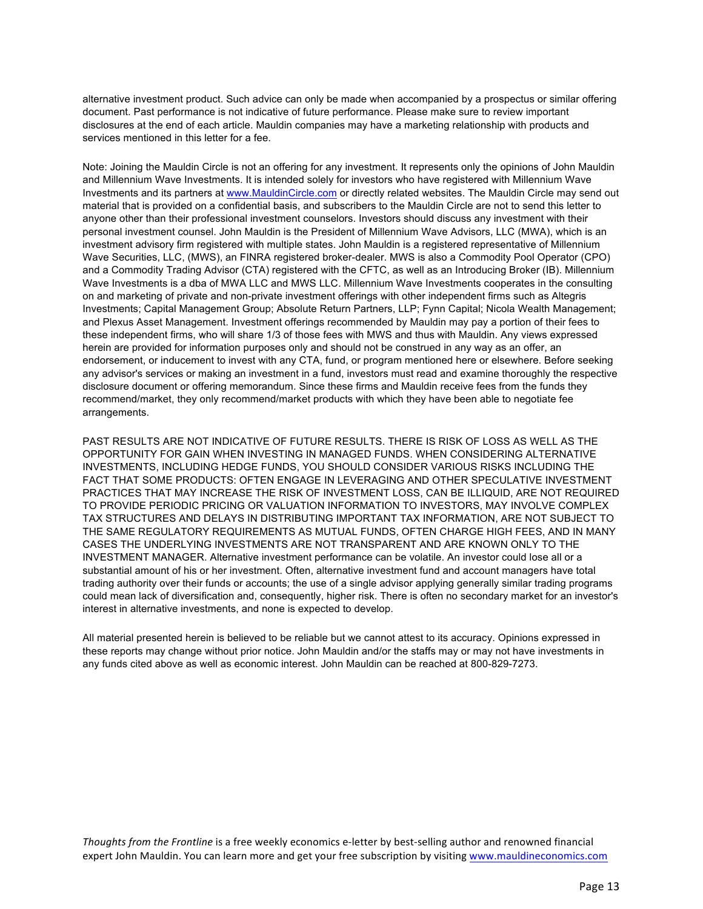alternative investment product. Such advice can only be made when accompanied by a prospectus or similar offering document. Past performance is not indicative of future performance. Please make sure to review important disclosures at the end of each article. Mauldin companies may have a marketing relationship with products and services mentioned in this letter for a fee.

Note: Joining the Mauldin Circle is not an offering for any investment. It represents only the opinions of John Mauldin and Millennium Wave Investments. It is intended solely for investors who have registered with Millennium Wave Investments and its partners at www.MauldinCircle.com or directly related websites. The Mauldin Circle may send out material that is provided on a confidential basis, and subscribers to the Mauldin Circle are not to send this letter to anyone other than their professional investment counselors. Investors should discuss any investment with their personal investment counsel. John Mauldin is the President of Millennium Wave Advisors, LLC (MWA), which is an investment advisory firm registered with multiple states. John Mauldin is a registered representative of Millennium Wave Securities, LLC, (MWS), an FINRA registered broker-dealer. MWS is also a Commodity Pool Operator (CPO) and a Commodity Trading Advisor (CTA) registered with the CFTC, as well as an Introducing Broker (IB). Millennium Wave Investments is a dba of MWA LLC and MWS LLC. Millennium Wave Investments cooperates in the consulting on and marketing of private and non-private investment offerings with other independent firms such as Altegris Investments; Capital Management Group; Absolute Return Partners, LLP; Fynn Capital; Nicola Wealth Management; and Plexus Asset Management. Investment offerings recommended by Mauldin may pay a portion of their fees to these independent firms, who will share 1/3 of those fees with MWS and thus with Mauldin. Any views expressed herein are provided for information purposes only and should not be construed in any way as an offer, an endorsement, or inducement to invest with any CTA, fund, or program mentioned here or elsewhere. Before seeking any advisor's services or making an investment in a fund, investors must read and examine thoroughly the respective disclosure document or offering memorandum. Since these firms and Mauldin receive fees from the funds they recommend/market, they only recommend/market products with which they have been able to negotiate fee arrangements.

PAST RESULTS ARE NOT INDICATIVE OF FUTURE RESULTS. THERE IS RISK OF LOSS AS WELL AS THE OPPORTUNITY FOR GAIN WHEN INVESTING IN MANAGED FUNDS. WHEN CONSIDERING ALTERNATIVE INVESTMENTS, INCLUDING HEDGE FUNDS, YOU SHOULD CONSIDER VARIOUS RISKS INCLUDING THE FACT THAT SOME PRODUCTS: OFTEN ENGAGE IN LEVERAGING AND OTHER SPECULATIVE INVESTMENT PRACTICES THAT MAY INCREASE THE RISK OF INVESTMENT LOSS, CAN BE ILLIQUID, ARE NOT REQUIRED TO PROVIDE PERIODIC PRICING OR VALUATION INFORMATION TO INVESTORS, MAY INVOLVE COMPLEX TAX STRUCTURES AND DELAYS IN DISTRIBUTING IMPORTANT TAX INFORMATION, ARE NOT SUBJECT TO THE SAME REGULATORY REQUIREMENTS AS MUTUAL FUNDS, OFTEN CHARGE HIGH FEES, AND IN MANY CASES THE UNDERLYING INVESTMENTS ARE NOT TRANSPARENT AND ARE KNOWN ONLY TO THE INVESTMENT MANAGER. Alternative investment performance can be volatile. An investor could lose all or a substantial amount of his or her investment. Often, alternative investment fund and account managers have total trading authority over their funds or accounts; the use of a single advisor applying generally similar trading programs could mean lack of diversification and, consequently, higher risk. There is often no secondary market for an investor's interest in alternative investments, and none is expected to develop.

All material presented herein is believed to be reliable but we cannot attest to its accuracy. Opinions expressed in these reports may change without prior notice. John Mauldin and/or the staffs may or may not have investments in any funds cited above as well as economic interest. John Mauldin can be reached at 800-829-7273.

*Thoughts from the Frontline* is a free weekly economics e-letter by best-selling author and renowned financial expert John Mauldin. You can learn more and get your free subscription by visiting www.mauldineconomics.com